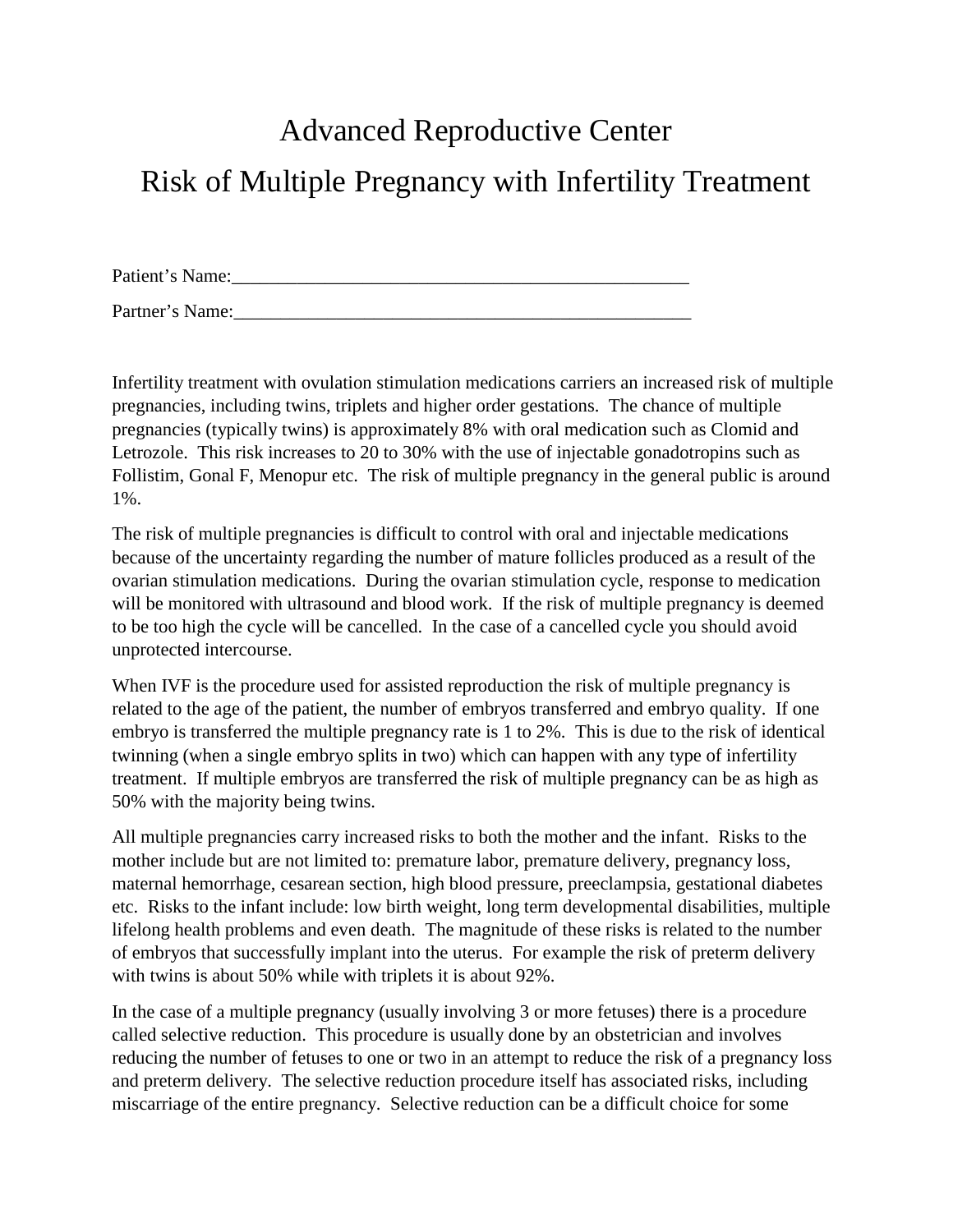# Advanced Reproductive Center

# Risk of Multiple Pregnancy with Infertility Treatment

Patient's Name:___________________________________________________

Partner's Name:___________________________________________________

Infertility treatment with ovulation stimulation medications carriers an increased risk of multiple pregnancies, including twins, triplets and higher order gestations. The chance of multiple pregnancies (typically twins) is approximately 8% with oral medication such as Clomid and Letrozole. This risk increases to 20 to 30% with the use of injectable gonadotropins such as Follistim, Gonal F, Menopur etc. The risk of multiple pregnancy in the general public is around 1%.

The risk of multiple pregnancies is difficult to control with oral and injectable medications because of the uncertainty regarding the number of mature follicles produced as a result of the ovarian stimulation medications. During the ovarian stimulation cycle, response to medication will be monitored with ultrasound and blood work. If the risk of multiple pregnancy is deemed to be too high the cycle will be cancelled. In the case of a cancelled cycle you should avoid unprotected intercourse.

When IVF is the procedure used for assisted reproduction the risk of multiple pregnancy is related to the age of the patient, the number of embryos transferred and embryo quality. If one embryo is transferred the multiple pregnancy rate is 1 to 2%. This is due to the risk of identical twinning (when a single embryo splits in two) which can happen with any type of infertility treatment. If multiple embryos are transferred the risk of multiple pregnancy can be as high as 50% with the majority being twins.

All multiple pregnancies carry increased risks to both the mother and the infant. Risks to the mother include but are not limited to: premature labor, premature delivery, pregnancy loss, maternal hemorrhage, cesarean section, high blood pressure, preeclampsia, gestational diabetes etc. Risks to the infant include: low birth weight, long term developmental disabilities, multiple lifelong health problems and even death. The magnitude of these risks is related to the number of embryos that successfully implant into the uterus. For example the risk of preterm delivery with twins is about 50% while with triplets it is about 92%.

In the case of a multiple pregnancy (usually involving 3 or more fetuses) there is a procedure called selective reduction. This procedure is usually done by an obstetrician and involves reducing the number of fetuses to one or two in an attempt to reduce the risk of a pregnancy loss and preterm delivery. The selective reduction procedure itself has associated risks, including miscarriage of the entire pregnancy. Selective reduction can be a difficult choice for some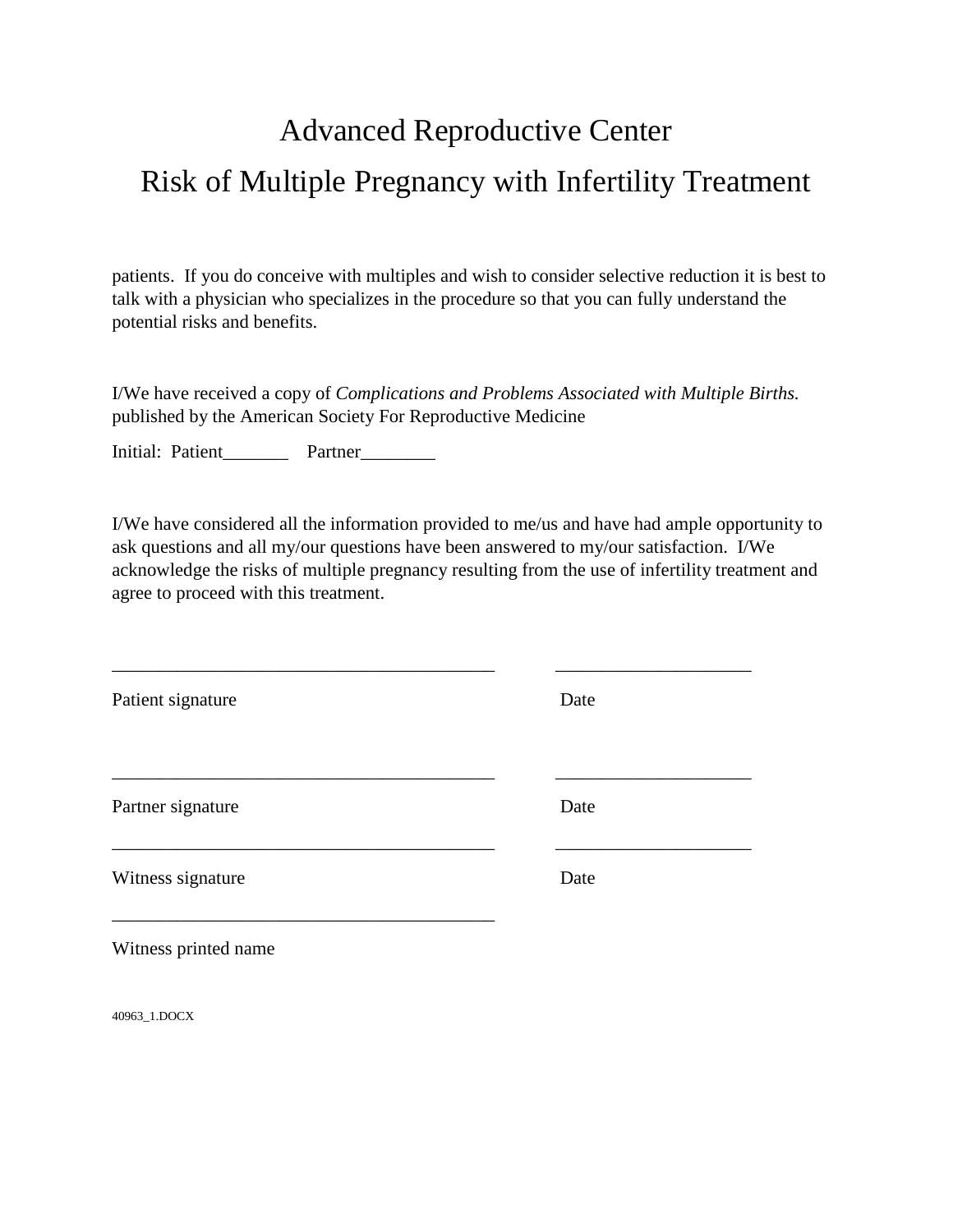# Advanced Reproductive Center

# Risk of Multiple Pregnancy with Infertility Treatment

patients. If you do conceive with multiples and wish to consider selective reduction it is best to talk with a physician who specializes in the procedure so that you can fully understand the potential risks and benefits.

I/We have received a copy of *Complications and Problems Associated with Multiple Births.* published by the American Society For Reproductive Medicine

Initial: Patient_______ Partner________

I/We have considered all the information provided to me/us and have had ample opportunity to ask questions and all my/our questions have been answered to my/our satisfaction. I/We acknowledge the risks of multiple pregnancy resulting from the use of infertility treatment and agree to proceed with this treatment.

_________________________________________ _____________________

Patient signature Date

_________________________________________ _____________________

Partner signature Date

_________________________________________ _____________________

Witness signature Date

_________________________________________

Witness printed name

40963_1.DOCX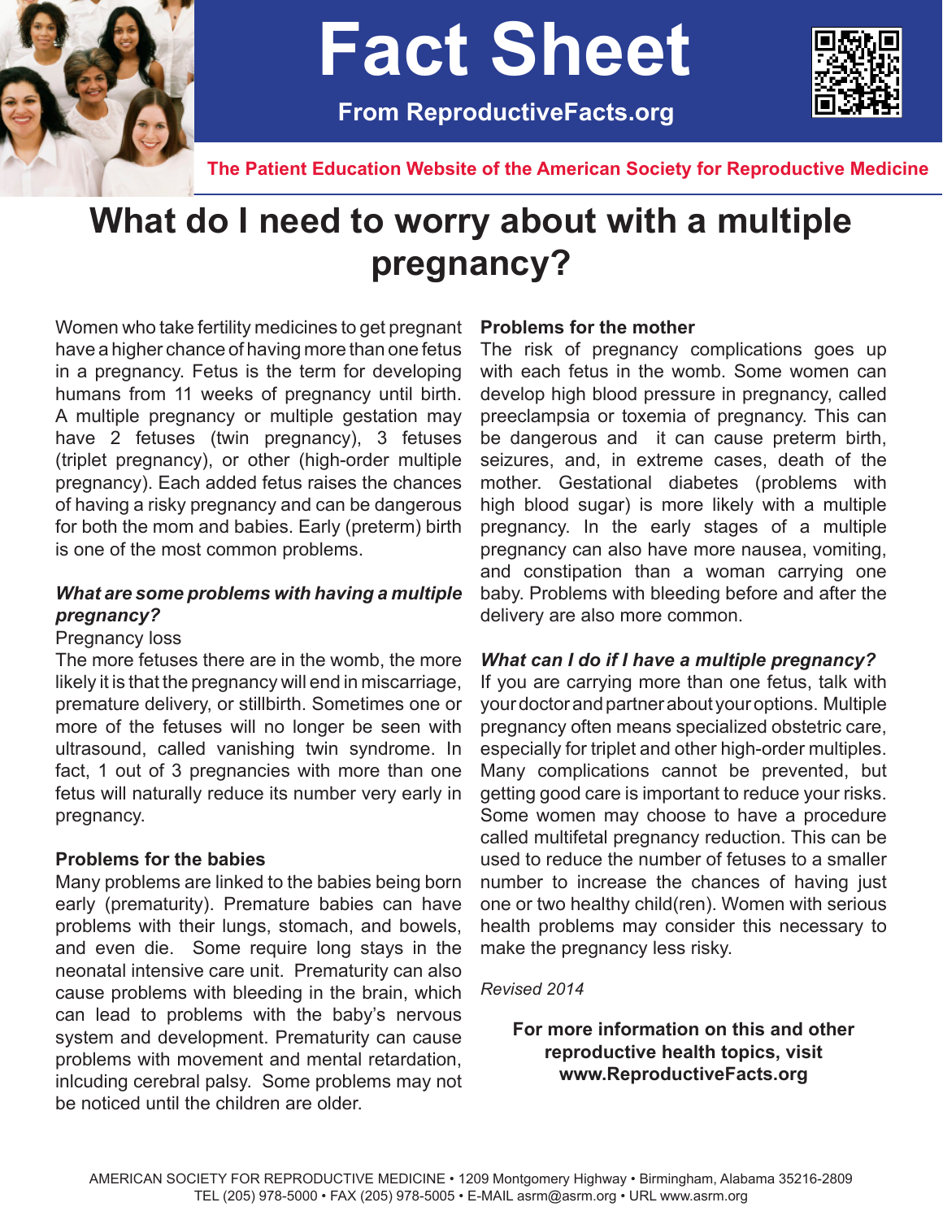# Fact Sheet

**From ReproductiveFacts.org**

**The Patient Education Website of the American Society for Reproductive Medicine**

# What do I need to worry about with a multiple pregnancy?

Women who take fertility medicines to get pregnant have a higher chance of having more than one fetus in a pregnancy. Fetus is the term for developing humans from 11 weeks of pregnancy until birth. A multiple pregnancy or multiple gestation may have 2 fetuses (twin pregnancy), 3 fetuses (triplet pregnancy), or other (high-order multiple pregnancy). Each added fetus raises the chances of having a risky pregnancy and can be dangerous for both the mom and babies. Early (preterm) birth is one of the most common problems.

### *What are some problems with having a multiple pregnancy?*

Pregnancy loss

The more fetuses there are in the womb, the more likely it is that the pregnancy will end in miscarriage, premature delivery, or stillbirth. Sometimes one or more of the fetuses will no longer be seen with ultrasound, called vanishing twin syndrome. In fact, 1 out of 3 pregnancies with more than one fetus will naturally reduce its number very early in pregnancy.

**Problems for the babies**

Many problems are linked to the babies being born early (prematurity). Premature babies can have problems with their lungs, stomach, and bowels, and even die. Some require long stays in the neonatal intensive care unit. Prematurity can also cause problems with bleeding in the brain, which can lead to problems with the baby's nervous system and development. Prematurity can cause problems with movement and mental retardation, inlcuding cerebral palsy. Some problems may not be noticed until the children are older.

**Problems for the mother**

The risk of pregnancy complications goes up with each fetus in the womb. Some women can develop high blood pressure in pregnancy, called preeclampsia or toxemia of pregnancy. This can be dangerous and it can cause preterm birth, seizures, and, in extreme cases, death of the mother. Gestational diabetes (problems with high blood sugar) is more likely with a multiple pregnancy. In the early stages of a multiple pregnancy can also have more nausea, vomiting, and constipation than a woman carrying one baby. Problems with bleeding before and after the delivery are also more common.

### *What can I do if I have a multiple pregnancy?*

If you are carrying more than one fetus, talk with your doctor and partner about your options. Multiple pregnancy often means specialized obstetric care, especially for triplet and other high-order multiples. Many complications cannot be prevented, but getting good care is important to reduce your risks. Some women may choose to have a procedure called multifetal pregnancy reduction. This can be used to reduce the number of fetuses to a smaller number to increase the chances of having just one or two healthy child(ren). Women with serious health problems may consider this necessary to make the pregnancy less risky.

*Revised 2014*

**For more information on this and other reproductive health topics, visit www.ReproductiveFacts.org**

AMERICAN SOCIETY FOR REPRODUCTIVE MEDICINE • 1209 Montgomery Highway • Birmingham, Alabama 35216-2809
TEL (205) 978-5000 • FAX (205) 978-5005 • E-MAIL asrm@asrm.org • URL www.asrm.org